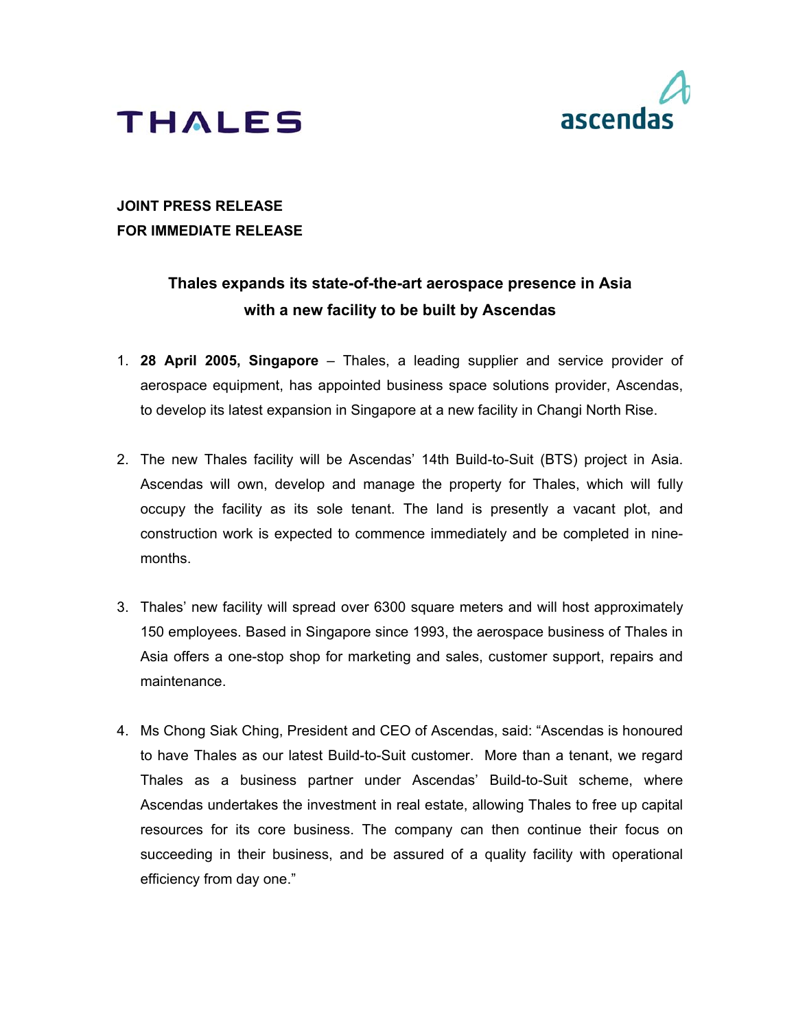THALES

ascendas

**JOINT PRESS RELEASE**
**FOR IMMEDIATE RELEASE**

## Thales expands its state-of-the-art aerospace presence in Asia with a new facility to be built by Ascendas

1. **28 April 2005, Singapore** – Thales, a leading supplier and service provider of aerospace equipment, has appointed business space solutions provider, Ascendas, to develop its latest expansion in Singapore at a new facility in Changi North Rise.

2. The new Thales facility will be Ascendas' 14th Build-to-Suit (BTS) project in Asia. Ascendas will own, develop and manage the property for Thales, which will fully occupy the facility as its sole tenant. The land is presently a vacant plot, and construction work is expected to commence immediately and be completed in nine-months.

3. Thales' new facility will spread over 6300 square meters and will host approximately 150 employees. Based in Singapore since 1993, the aerospace business of Thales in Asia offers a one-stop shop for marketing and sales, customer support, repairs and maintenance.

4. Ms Chong Siak Ching, President and CEO of Ascendas, said: "Ascendas is honoured to have Thales as our latest Build-to-Suit customer. More than a tenant, we regard Thales as a business partner under Ascendas' Build-to-Suit scheme, where Ascendas undertakes the investment in real estate, allowing Thales to free up capital resources for its core business. The company can then continue their focus on succeeding in their business, and be assured of a quality facility with operational efficiency from day one."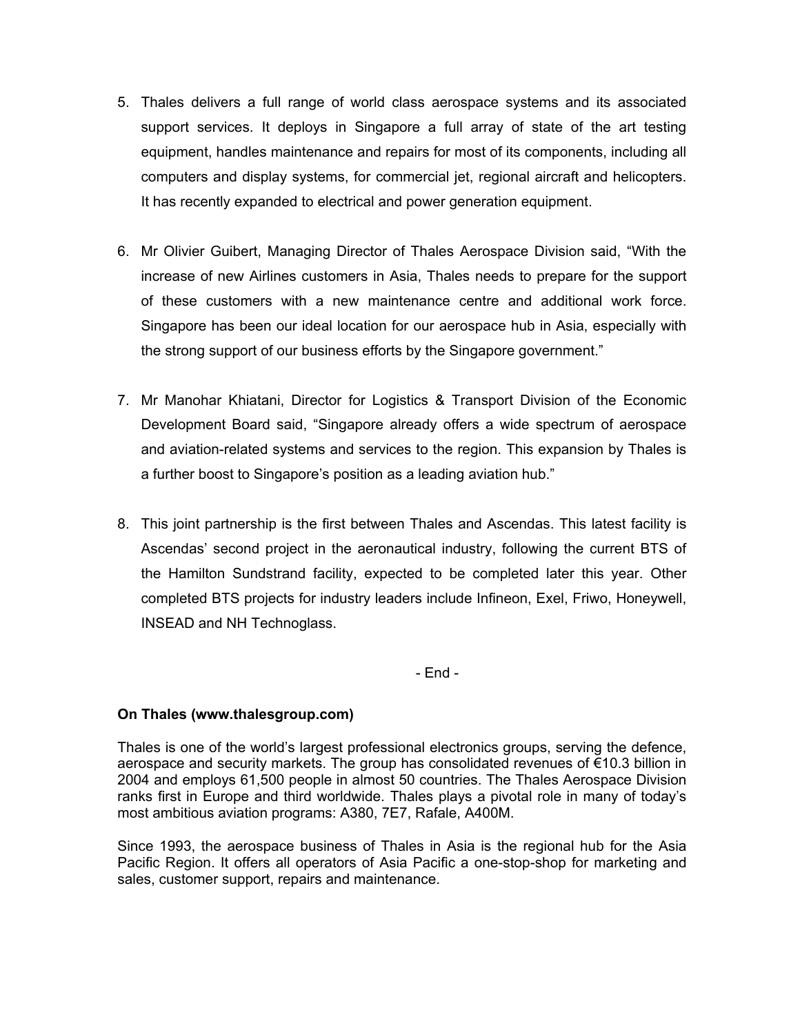5. Thales delivers a full range of world class aerospace systems and its associated support services. It deploys in Singapore a full array of state of the art testing equipment, handles maintenance and repairs for most of its components, including all computers and display systems, for commercial jet, regional aircraft and helicopters. It has recently expanded to electrical and power generation equipment.

6. Mr Olivier Guibert, Managing Director of Thales Aerospace Division said, "With the increase of new Airlines customers in Asia, Thales needs to prepare for the support of these customers with a new maintenance centre and additional work force. Singapore has been our ideal location for our aerospace hub in Asia, especially with the strong support of our business efforts by the Singapore government."

7. Mr Manohar Khiatani, Director for Logistics & Transport Division of the Economic Development Board said, "Singapore already offers a wide spectrum of aerospace and aviation-related systems and services to the region. This expansion by Thales is a further boost to Singapore's position as a leading aviation hub."

8. This joint partnership is the first between Thales and Ascendas. This latest facility is Ascendas' second project in the aeronautical industry, following the current BTS of the Hamilton Sundstrand facility, expected to be completed later this year. Other completed BTS projects for industry leaders include Infineon, Exel, Friwo, Honeywell, INSEAD and NH Technoglass.

- End -

**On Thales (www.thalesgroup.com)**

Thales is one of the world's largest professional electronics groups, serving the defence, aerospace and security markets. The group has consolidated revenues of €10.3 billion in 2004 and employs 61,500 people in almost 50 countries. The Thales Aerospace Division ranks first in Europe and third worldwide. Thales plays a pivotal role in many of today's most ambitious aviation programs: A380, 7E7, Rafale, A400M.

Since 1993, the aerospace business of Thales in Asia is the regional hub for the Asia Pacific Region. It offers all operators of Asia Pacific a one-stop-shop for marketing and sales, customer support, repairs and maintenance.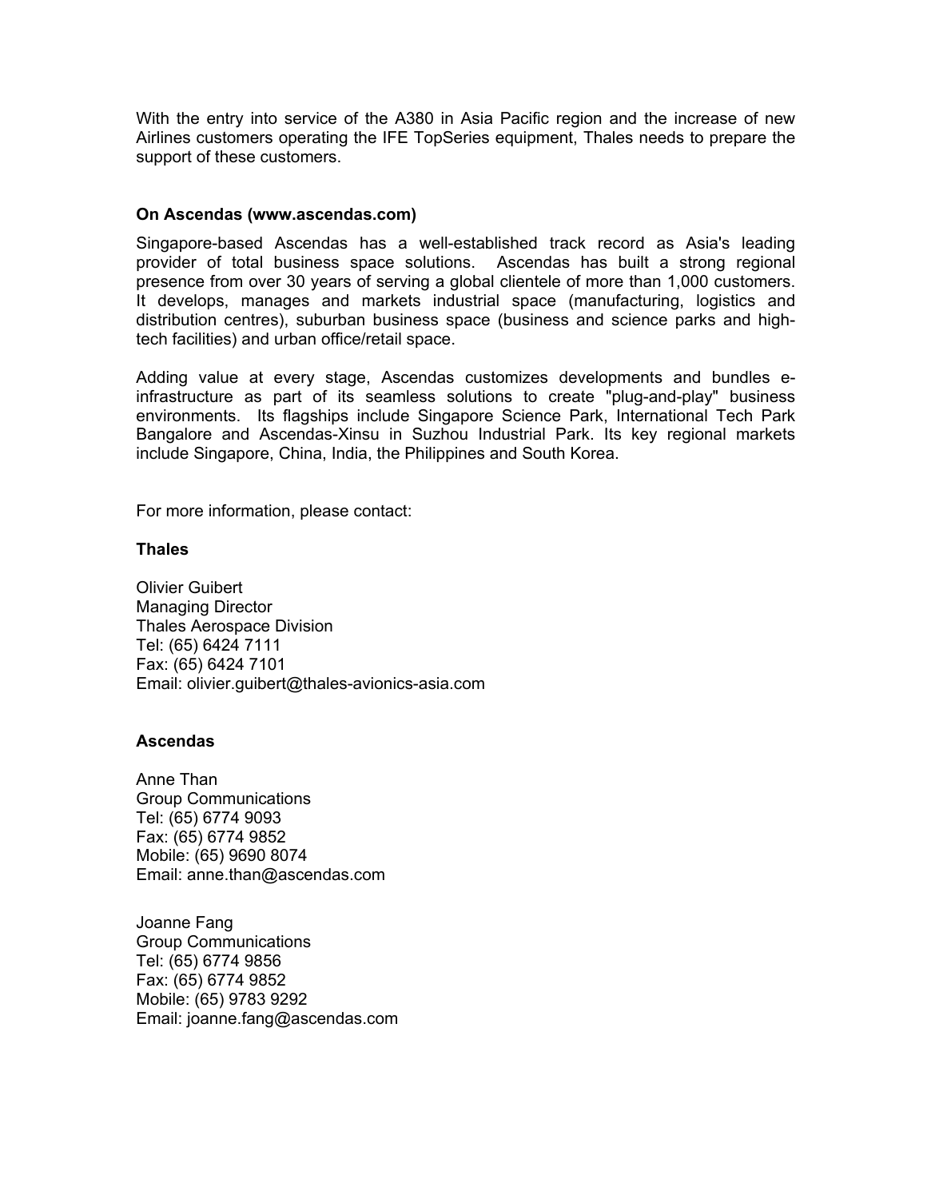With the entry into service of the A380 in Asia Pacific region and the increase of new Airlines customers operating the IFE TopSeries equipment, Thales needs to prepare the support of these customers.

**On Ascendas (www.ascendas.com)**

Singapore-based Ascendas has a well-established track record as Asia's leading provider of total business space solutions. Ascendas has built a strong regional presence from over 30 years of serving a global clientele of more than 1,000 customers. It develops, manages and markets industrial space (manufacturing, logistics and distribution centres), suburban business space (business and science parks and high-tech facilities) and urban office/retail space.

Adding value at every stage, Ascendas customizes developments and bundles e-infrastructure as part of its seamless solutions to create "plug-and-play" business environments. Its flagships include Singapore Science Park, International Tech Park Bangalore and Ascendas-Xinsu in Suzhou Industrial Park. Its key regional markets include Singapore, China, India, the Philippines and South Korea.

For more information, please contact:

**Thales**

Olivier Guibert  
Managing Director  
Thales Aerospace Division  
Tel: (65) 6424 7111  
Fax: (65) 6424 7101  
Email: olivier.guibert@thales-avionics-asia.com

**Ascendas**

Anne Than  
Group Communications  
Tel: (65) 6774 9093  
Fax: (65) 6774 9852  
Mobile: (65) 9690 8074  
Email: anne.than@ascendas.com

Joanne Fang  
Group Communications  
Tel: (65) 6774 9856  
Fax: (65) 6774 9852  
Mobile: (65) 9783 9292  
Email: joanne.fang@ascendas.com